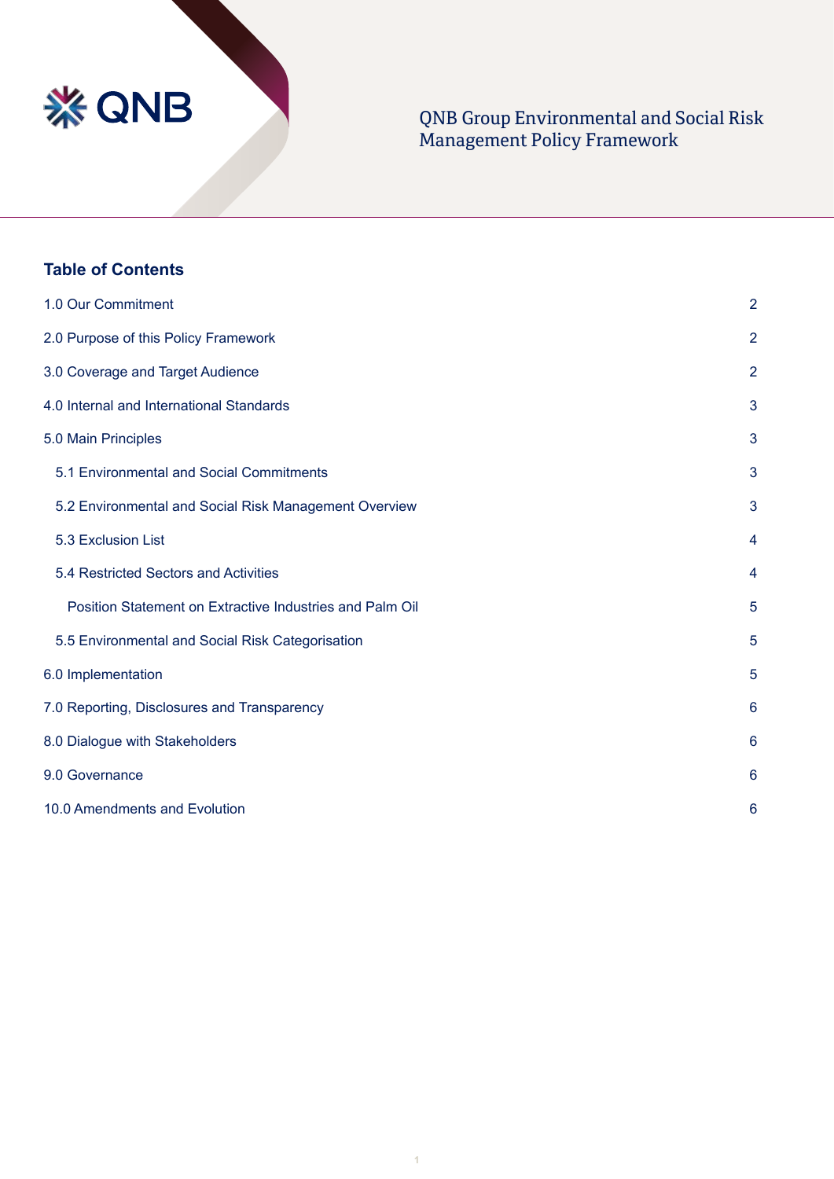# QNB Group Environmental and Social Risk Management Policy Framework

## Table of Contents

| | |
|---|---|
| 1.0 Our Commitment | 2 |
| 2.0 Purpose of this Policy Framework | 2 |
| 3.0 Coverage and Target Audience | 2 |
| 4.0 Internal and International Standards | 3 |
| 5.0 Main Principles | 3 |
| 5.1 Environmental and Social Commitments | 3 |
| 5.2 Environmental and Social Risk Management Overview | 3 |
| 5.3 Exclusion List | 4 |
| 5.4 Restricted Sectors and Activities | 4 |
| Position Statement on Extractive Industries and Palm Oil | 5 |
| 5.5 Environmental and Social Risk Categorisation | 5 |
| 6.0 Implementation | 5 |
| 7.0 Reporting, Disclosures and Transparency | 6 |
| 8.0 Dialogue with Stakeholders | 6 |
| 9.0 Governance | 6 |
| 10.0 Amendments and Evolution | 6 |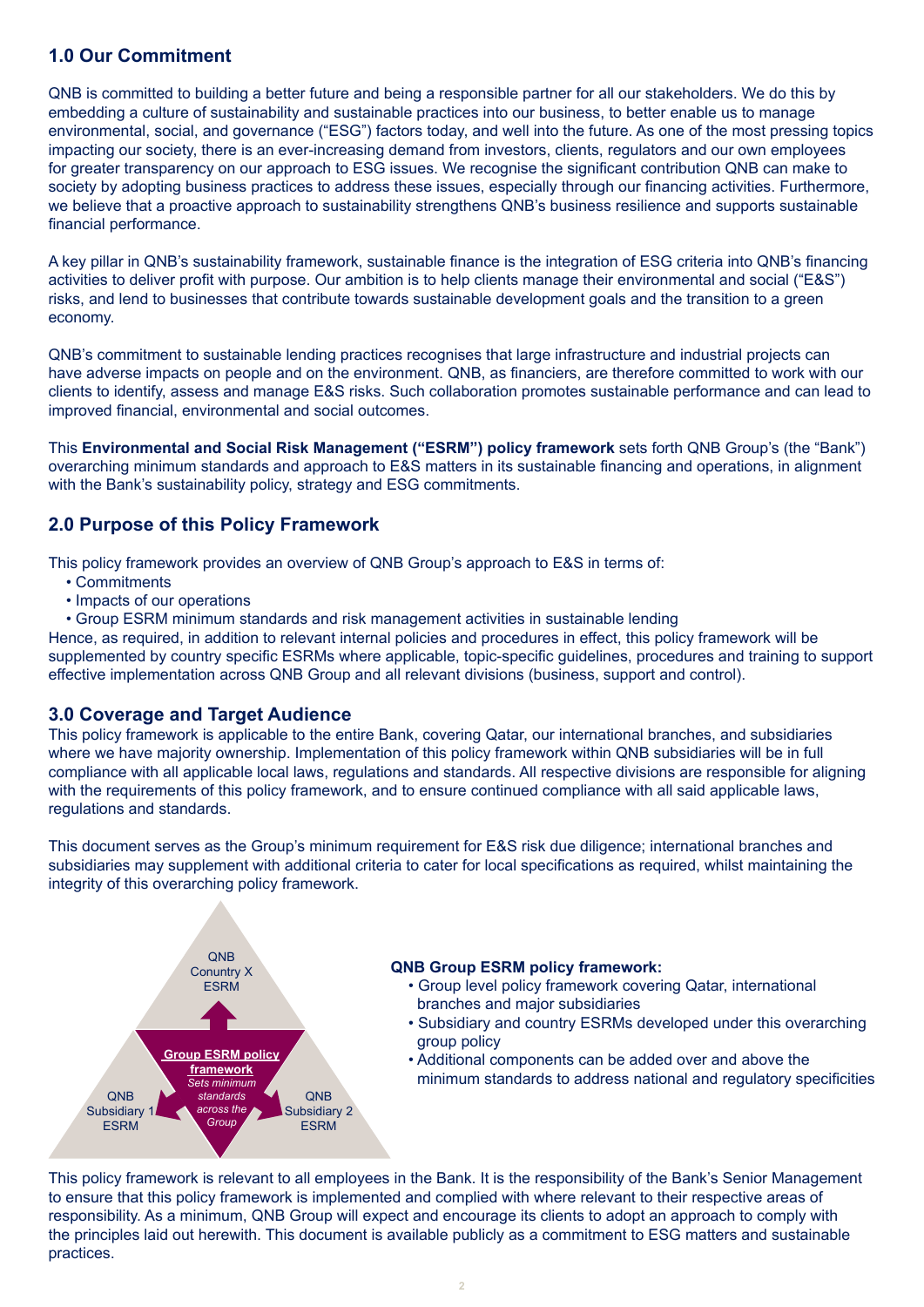## 1.0 Our Commitment

QNB is committed to building a better future and being a responsible partner for all our stakeholders. We do this by embedding a culture of sustainability and sustainable practices into our business, to better enable us to manage environmental, social, and governance ("ESG") factors today, and well into the future. As one of the most pressing topics impacting our society, there is an ever-increasing demand from investors, clients, regulators and our own employees for greater transparency on our approach to ESG issues. We recognise the significant contribution QNB can make to society by adopting business practices to address these issues, especially through our financing activities. Furthermore, we believe that a proactive approach to sustainability strengthens QNB's business resilience and supports sustainable financial performance.

A key pillar in QNB's sustainability framework, sustainable finance is the integration of ESG criteria into QNB's financing activities to deliver profit with purpose. Our ambition is to help clients manage their environmental and social ("E&S") risks, and lend to businesses that contribute towards sustainable development goals and the transition to a green economy.

QNB's commitment to sustainable lending practices recognises that large infrastructure and industrial projects can have adverse impacts on people and on the environment. QNB, as financiers, are therefore committed to work with our clients to identify, assess and manage E&S risks. Such collaboration promotes sustainable performance and can lead to improved financial, environmental and social outcomes.

This **Environmental and Social Risk Management ("ESRM") policy framework** sets forth QNB Group's (the "Bank") overarching minimum standards and approach to E&S matters in its sustainable financing and operations, in alignment with the Bank's sustainability policy, strategy and ESG commitments.

## 2.0 Purpose of this Policy Framework

This policy framework provides an overview of QNB Group's approach to E&S in terms of:

- Commitments
- Impacts of our operations
- Group ESRM minimum standards and risk management activities in sustainable lending

Hence, as required, in addition to relevant internal policies and procedures in effect, this policy framework will be supplemented by country specific ESRMs where applicable, topic-specific guidelines, procedures and training to support effective implementation across QNB Group and all relevant divisions (business, support and control).

## 3.0 Coverage and Target Audience

This policy framework is applicable to the entire Bank, covering Qatar, our international branches, and subsidiaries where we have majority ownership. Implementation of this policy framework within QNB subsidiaries will be in full compliance with all applicable local laws, regulations and standards. All respective divisions are responsible for aligning with the requirements of this policy framework, and to ensure continued compliance with all said applicable laws, regulations and standards.

This document serves as the Group's minimum requirement for E&S risk due diligence; international branches and subsidiaries may supplement with additional criteria to cater for local specifications as required, whilst maintaining the integrity of this overarching policy framework.

QNB Conuntry X ESRM

**Group ESRM policy framework**
*Sets minimum standards across the Group*

QNB Subsidiary 1 ESRM

QNB Subsidiary 2 ESRM

**QNB Group ESRM policy framework:**

- Group level policy framework covering Qatar, international branches and major subsidiaries
- Subsidiary and country ESRMs developed under this overarching group policy
- Additional components can be added over and above the minimum standards to address national and regulatory specificities

This policy framework is relevant to all employees in the Bank. It is the responsibility of the Bank's Senior Management to ensure that this policy framework is implemented and complied with where relevant to their respective areas of responsibility. As a minimum, QNB Group will expect and encourage its clients to adopt an approach to comply with the principles laid out herewith. This document is available publicly as a commitment to ESG matters and sustainable practices.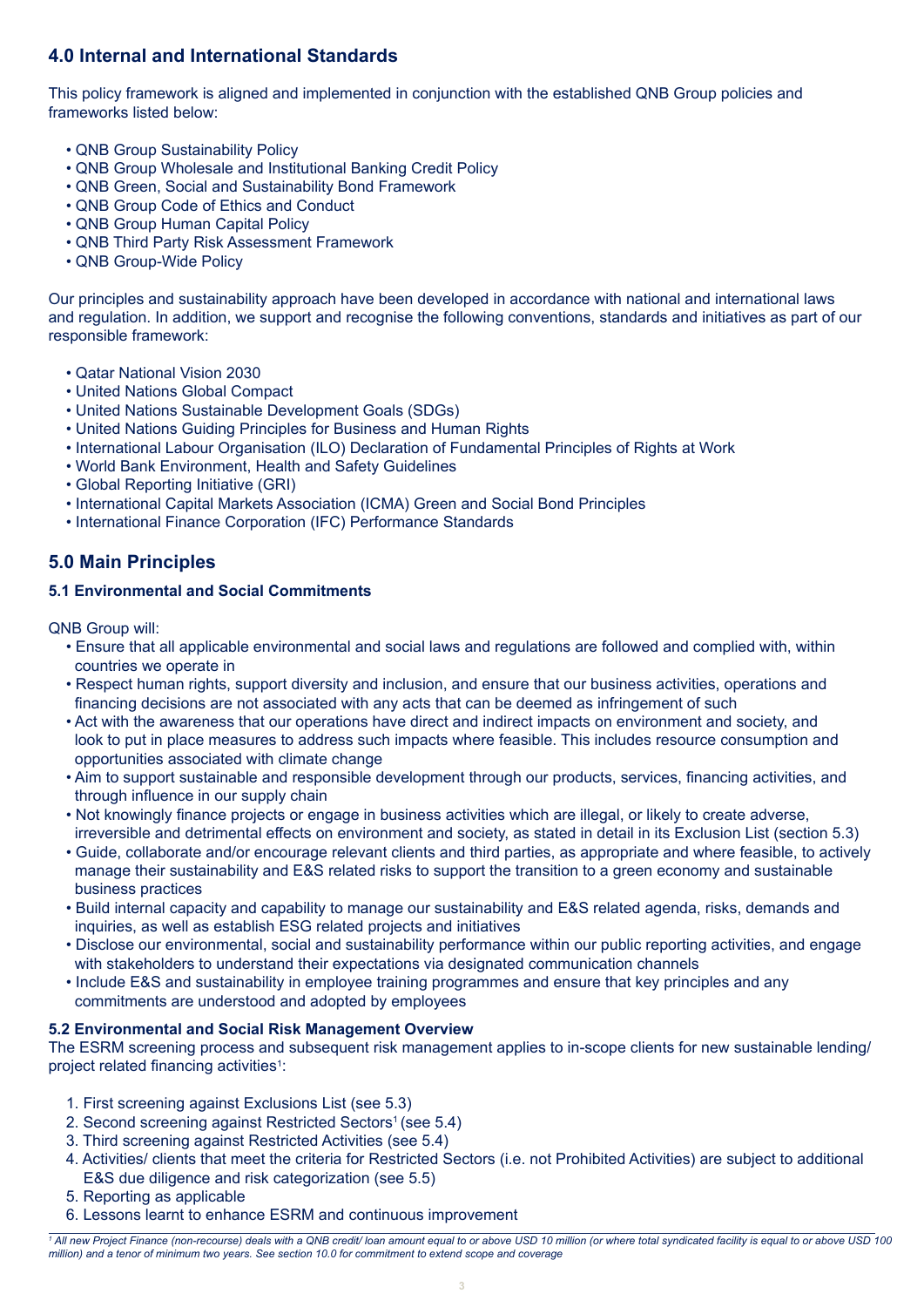## 4.0 Internal and International Standards

This policy framework is aligned and implemented in conjunction with the established QNB Group policies and frameworks listed below:

- QNB Group Sustainability Policy
- QNB Group Wholesale and Institutional Banking Credit Policy
- QNB Green, Social and Sustainability Bond Framework
- QNB Group Code of Ethics and Conduct
- QNB Group Human Capital Policy
- QNB Third Party Risk Assessment Framework
- QNB Group-Wide Policy

Our principles and sustainability approach have been developed in accordance with national and international laws and regulation. In addition, we support and recognise the following conventions, standards and initiatives as part of our responsible framework:

- Qatar National Vision 2030
- United Nations Global Compact
- United Nations Sustainable Development Goals (SDGs)
- United Nations Guiding Principles for Business and Human Rights
- International Labour Organisation (ILO) Declaration of Fundamental Principles of Rights at Work
- World Bank Environment, Health and Safety Guidelines
- Global Reporting Initiative (GRI)
- International Capital Markets Association (ICMA) Green and Social Bond Principles
- International Finance Corporation (IFC) Performance Standards

## 5.0 Main Principles

### 5.1 Environmental and Social Commitments

QNB Group will:

- Ensure that all applicable environmental and social laws and regulations are followed and complied with, within countries we operate in
- Respect human rights, support diversity and inclusion, and ensure that our business activities, operations and financing decisions are not associated with any acts that can be deemed as infringement of such
- Act with the awareness that our operations have direct and indirect impacts on environment and society, and look to put in place measures to address such impacts where feasible. This includes resource consumption and opportunities associated with climate change
- Aim to support sustainable and responsible development through our products, services, financing activities, and through influence in our supply chain
- Not knowingly finance projects or engage in business activities which are illegal, or likely to create adverse, irreversible and detrimental effects on environment and society, as stated in detail in its Exclusion List (section 5.3)
- Guide, collaborate and/or encourage relevant clients and third parties, as appropriate and where feasible, to actively manage their sustainability and E&S related risks to support the transition to a green economy and sustainable business practices
- Build internal capacity and capability to manage our sustainability and E&S related agenda, risks, demands and inquiries, as well as establish ESG related projects and initiatives
- Disclose our environmental, social and sustainability performance within our public reporting activities, and engage with stakeholders to understand their expectations via designated communication channels
- Include E&S and sustainability in employee training programmes and ensure that key principles and any commitments are understood and adopted by employees

### 5.2 Environmental and Social Risk Management Overview

The ESRM screening process and subsequent risk management applies to in-scope clients for new sustainable lending/ project related financing activities[1]:

1. First screening against Exclusions List (see 5.3)
2. Second screening against Restricted Sectors[1] (see 5.4)
3. Third screening against Restricted Activities (see 5.4)
4. Activities/ clients that meet the criteria for Restricted Sectors (i.e. not Prohibited Activities) are subject to additional E&S due diligence and risk categorization (see 5.5)
5. Reporting as applicable
6. Lessons learnt to enhance ESRM and continuous improvement

---

*[1] All new Project Finance (non-recourse) deals with a QNB credit/ loan amount equal to or above USD 10 million (or where total syndicated facility is equal to or above USD 100 million) and a tenor of minimum two years. See section 10.0 for commitment to extend scope and coverage*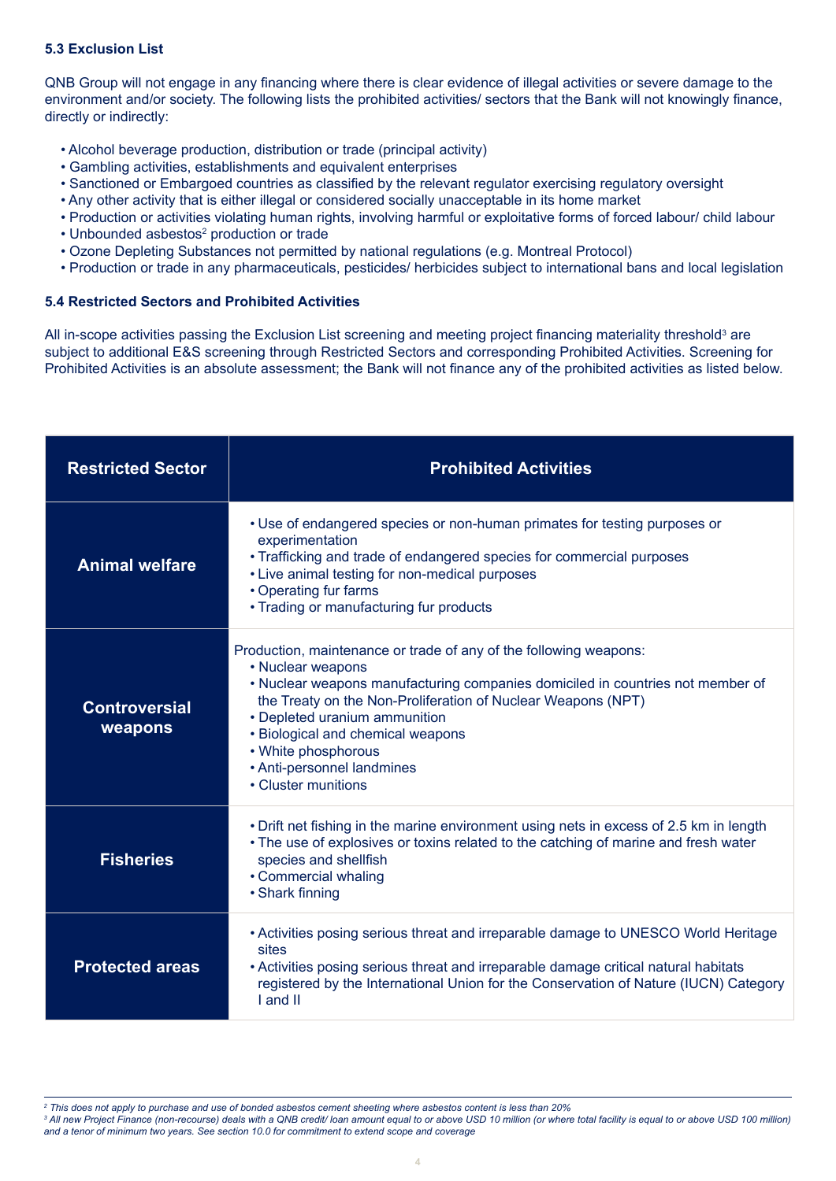### 5.3 Exclusion List

QNB Group will not engage in any financing where there is clear evidence of illegal activities or severe damage to the environment and/or society. The following lists the prohibited activities/ sectors that the Bank will not knowingly finance, directly or indirectly:

- Alcohol beverage production, distribution or trade (principal activity)
- Gambling activities, establishments and equivalent enterprises
- Sanctioned or Embargoed countries as classified by the relevant regulator exercising regulatory oversight
- Any other activity that is either illegal or considered socially unacceptable in its home market
- Production or activities violating human rights, involving harmful or exploitative forms of forced labour/ child labour
- Unbounded asbestos[2] production or trade
- Ozone Depleting Substances not permitted by national regulations (e.g. Montreal Protocol)
- Production or trade in any pharmaceuticals, pesticides/ herbicides subject to international bans and local legislation

### 5.4 Restricted Sectors and Prohibited Activities

All in-scope activities passing the Exclusion List screening and meeting project financing materiality threshold[3] are subject to additional E&S screening through Restricted Sectors and corresponding Prohibited Activities. Screening for Prohibited Activities is an absolute assessment; the Bank will not finance any of the prohibited activities as listed below.

| Restricted Sector | Prohibited Activities |
|---|---|
| **Animal welfare** | • Use of endangered species or non-human primates for testing purposes or experimentation<br>• Trafficking and trade of endangered species for commercial purposes<br>• Live animal testing for non-medical purposes<br>• Operating fur farms<br>• Trading or manufacturing fur products |
| **Controversial weapons** | Production, maintenance or trade of any of the following weapons:<br>• Nuclear weapons<br>• Nuclear weapons manufacturing companies domiciled in countries not member of the Treaty on the Non-Proliferation of Nuclear Weapons (NPT)<br>• Depleted uranium ammunition<br>• Biological and chemical weapons<br>• White phosphorous<br>• Anti-personnel landmines<br>• Cluster munitions |
| **Fisheries** | • Drift net fishing in the marine environment using nets in excess of 2.5 km in length<br>• The use of explosives or toxins related to the catching of marine and fresh water species and shellfish<br>• Commercial whaling<br>• Shark finning |
| **Protected areas** | • Activities posing serious threat and irreparable damage to UNESCO World Heritage sites<br>• Activities posing serious threat and irreparable damage critical natural habitats registered by the International Union for the Conservation of Nature (IUCN) Category I and II |

---

*[2] This does not apply to purchase and use of bonded asbestos cement sheeting where asbestos content is less than 20%*

*[3] All new Project Finance (non-recourse) deals with a QNB credit/ loan amount equal to or above USD 10 million (or where total facility is equal to or above USD 100 million) and a tenor of minimum two years. See section 10.0 for commitment to extend scope and coverage*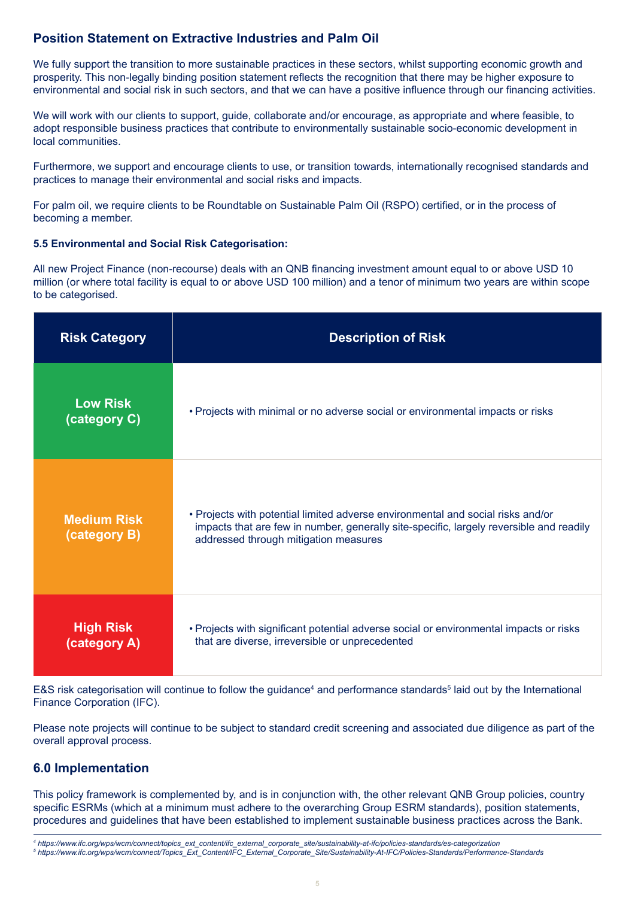## Position Statement on Extractive Industries and Palm Oil

We fully support the transition to more sustainable practices in these sectors, whilst supporting economic growth and prosperity. This non-legally binding position statement reflects the recognition that there may be higher exposure to environmental and social risk in such sectors, and that we can have a positive influence through our financing activities.

We will work with our clients to support, guide, collaborate and/or encourage, as appropriate and where feasible, to adopt responsible business practices that contribute to environmentally sustainable socio-economic development in local communities.

Furthermore, we support and encourage clients to use, or transition towards, internationally recognised standards and practices to manage their environmental and social risks and impacts.

For palm oil, we require clients to be Roundtable on Sustainable Palm Oil (RSPO) certified, or in the process of becoming a member.

#### 5.5 Environmental and Social Risk Categorisation:

All new Project Finance (non-recourse) deals with an QNB financing investment amount equal to or above USD 10 million (or where total facility is equal to or above USD 100 million) and a tenor of minimum two years are within scope to be categorised.

| Risk Category | Description of Risk |
|---|---|
| **Low Risk (category C)** | • Projects with minimal or no adverse social or environmental impacts or risks |
| **Medium Risk (category B)** | • Projects with potential limited adverse environmental and social risks and/or impacts that are few in number, generally site-specific, largely reversible and readily addressed through mitigation measures |
| **High Risk (category A)** | • Projects with significant potential adverse social or environmental impacts or risks that are diverse, irreversible or unprecedented |

E&S risk categorisation will continue to follow the guidance[4] and performance standards[5] laid out by the International Finance Corporation (IFC).

Please note projects will continue to be subject to standard credit screening and associated due diligence as part of the overall approval process.

## 6.0 Implementation

This policy framework is complemented by, and is in conjunction with, the other relevant QNB Group policies, country specific ESRMs (which at a minimum must adhere to the overarching Group ESRM standards), position statements, procedures and guidelines that have been established to implement sustainable business practices across the Bank.

---

[4] *https://www.ifc.org/wps/wcm/connect/topics_ext_content/ifc_external_corporate_site/sustainability-at-ifc/policies-standards/es-categorization*

[5] *https://www.ifc.org/wps/wcm/connect/Topics_Ext_Content/IFC_External_Corporate_Site/Sustainability-At-IFC/Policies-Standards/Performance-Standards*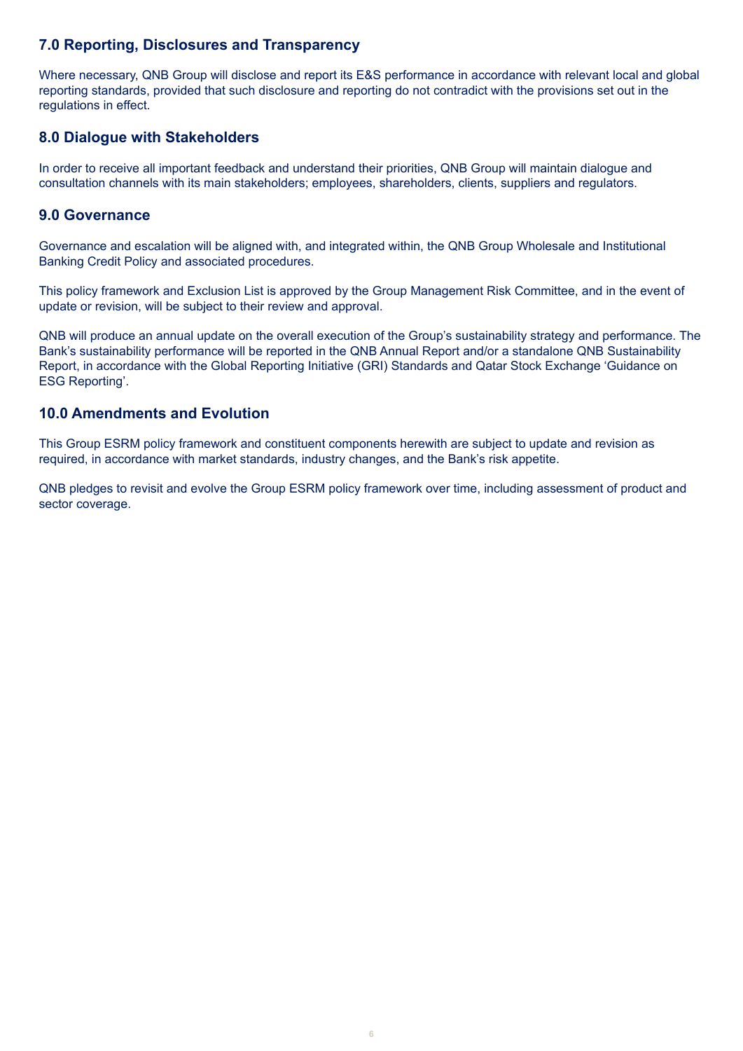## 7.0 Reporting, Disclosures and Transparency

Where necessary, QNB Group will disclose and report its E&S performance in accordance with relevant local and global reporting standards, provided that such disclosure and reporting do not contradict with the provisions set out in the regulations in effect.

## 8.0 Dialogue with Stakeholders

In order to receive all important feedback and understand their priorities, QNB Group will maintain dialogue and consultation channels with its main stakeholders; employees, shareholders, clients, suppliers and regulators.

## 9.0 Governance

Governance and escalation will be aligned with, and integrated within, the QNB Group Wholesale and Institutional Banking Credit Policy and associated procedures.

This policy framework and Exclusion List is approved by the Group Management Risk Committee, and in the event of update or revision, will be subject to their review and approval.

QNB will produce an annual update on the overall execution of the Group's sustainability strategy and performance. The Bank's sustainability performance will be reported in the QNB Annual Report and/or a standalone QNB Sustainability Report, in accordance with the Global Reporting Initiative (GRI) Standards and Qatar Stock Exchange 'Guidance on ESG Reporting'.

## 10.0 Amendments and Evolution

This Group ESRM policy framework and constituent components herewith are subject to update and revision as required, in accordance with market standards, industry changes, and the Bank's risk appetite.

QNB pledges to revisit and evolve the Group ESRM policy framework over time, including assessment of product and sector coverage.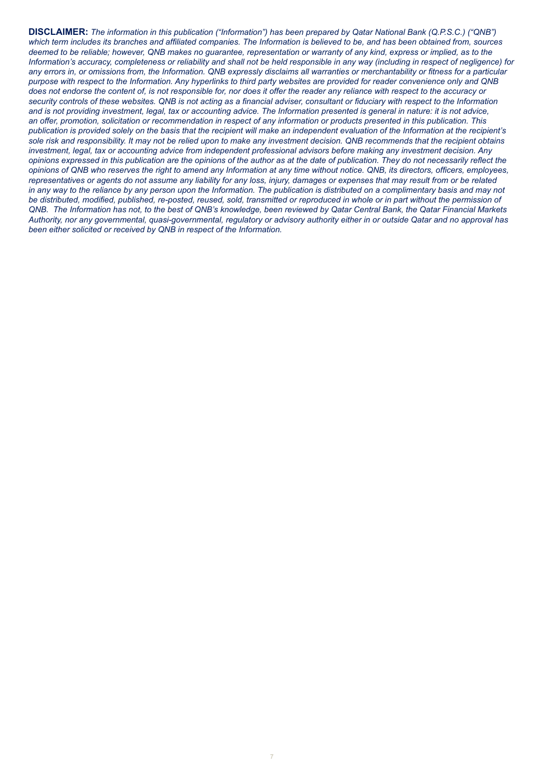**DISCLAIMER:** *The information in this publication ("Information") has been prepared by Qatar National Bank (Q.P.S.C.) ("QNB") which term includes its branches and affiliated companies. The Information is believed to be, and has been obtained from, sources deemed to be reliable; however, QNB makes no guarantee, representation or warranty of any kind, express or implied, as to the Information's accuracy, completeness or reliability and shall not be held responsible in any way (including in respect of negligence) for any errors in, or omissions from, the Information. QNB expressly disclaims all warranties or merchantability or fitness for a particular purpose with respect to the Information. Any hyperlinks to third party websites are provided for reader convenience only and QNB does not endorse the content of, is not responsible for, nor does it offer the reader any reliance with respect to the accuracy or security controls of these websites. QNB is not acting as a financial adviser, consultant or fiduciary with respect to the Information and is not providing investment, legal, tax or accounting advice. The Information presented is general in nature: it is not advice, an offer, promotion, solicitation or recommendation in respect of any information or products presented in this publication. This publication is provided solely on the basis that the recipient will make an independent evaluation of the Information at the recipient's sole risk and responsibility. It may not be relied upon to make any investment decision. QNB recommends that the recipient obtains investment, legal, tax or accounting advice from independent professional advisors before making any investment decision. Any opinions expressed in this publication are the opinions of the author as at the date of publication. They do not necessarily reflect the opinions of QNB who reserves the right to amend any Information at any time without notice. QNB, its directors, officers, employees, representatives or agents do not assume any liability for any loss, injury, damages or expenses that may result from or be related in any way to the reliance by any person upon the Information. The publication is distributed on a complimentary basis and may not be distributed, modified, published, re-posted, reused, sold, transmitted or reproduced in whole or in part without the permission of QNB. The Information has not, to the best of QNB's knowledge, been reviewed by Qatar Central Bank, the Qatar Financial Markets Authority, nor any governmental, quasi-governmental, regulatory or advisory authority either in or outside Qatar and no approval has been either solicited or received by QNB in respect of the Information.*